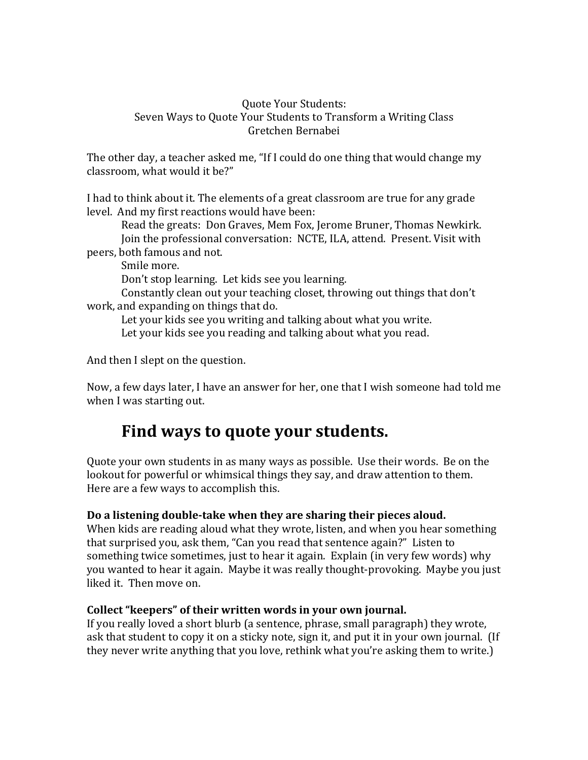Quote Your Students:
Seven Ways to Quote Your Students to Transform a Writing Class
Gretchen Bernabei

The other day, a teacher asked me, "If I could do one thing that would change my classroom, what would it be?"

I had to think about it. The elements of a great classroom are true for any grade level. And my first reactions would have been:

Read the greats: Don Graves, Mem Fox, Jerome Bruner, Thomas Newkirk.
Join the professional conversation: NCTE, ILA, attend. Present. Visit with peers, both famous and not.
Smile more.
Don't stop learning. Let kids see you learning.
Constantly clean out your teaching closet, throwing out things that don't work, and expanding on things that do.
Let your kids see you writing and talking about what you write.
Let your kids see you reading and talking about what you read.

And then I slept on the question.

Now, a few days later, I have an answer for her, one that I wish someone had told me when I was starting out.

## Find ways to quote your students.

Quote your own students in as many ways as possible. Use their words. Be on the lookout for powerful or whimsical things they say, and draw attention to them. Here are a few ways to accomplish this.

**Do a listening double-take when they are sharing their pieces aloud.**
When kids are reading aloud what they wrote, listen, and when you hear something that surprised you, ask them, "Can you read that sentence again?" Listen to something twice sometimes, just to hear it again. Explain (in very few words) why you wanted to hear it again. Maybe it was really thought-provoking. Maybe you just liked it. Then move on.

**Collect "keepers" of their written words in your own journal.**
If you really loved a short blurb (a sentence, phrase, small paragraph) they wrote, ask that student to copy it on a sticky note, sign it, and put it in your own journal. (If they never write anything that you love, rethink what you're asking them to write.)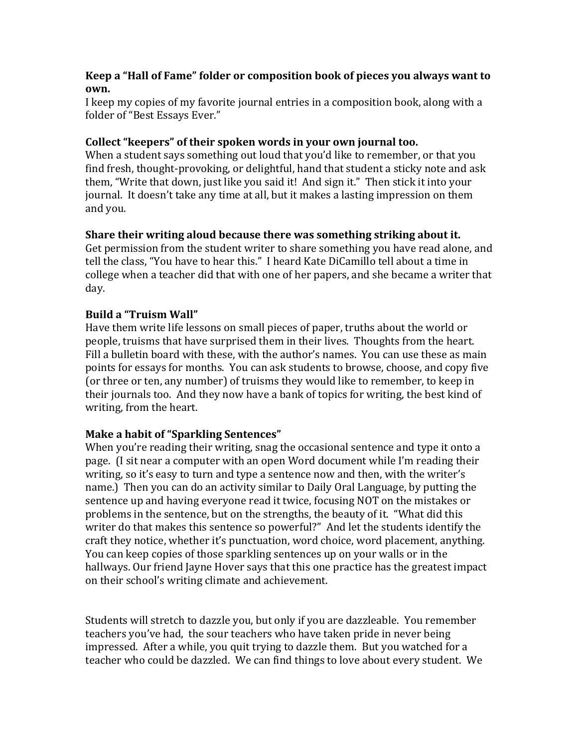**Keep a "Hall of Fame" folder or composition book of pieces you always want to own.**
I keep my copies of my favorite journal entries in a composition book, along with a folder of "Best Essays Ever."

**Collect "keepers" of their spoken words in your own journal too.**
When a student says something out loud that you'd like to remember, or that you find fresh, thought-provoking, or delightful, hand that student a sticky note and ask them, "Write that down, just like you said it! And sign it." Then stick it into your journal. It doesn't take any time at all, but it makes a lasting impression on them and you.

**Share their writing aloud because there was something striking about it.**
Get permission from the student writer to share something you have read alone, and tell the class, "You have to hear this." I heard Kate DiCamillo tell about a time in college when a teacher did that with one of her papers, and she became a writer that day.

**Build a "Truism Wall"**
Have them write life lessons on small pieces of paper, truths about the world or people, truisms that have surprised them in their lives. Thoughts from the heart. Fill a bulletin board with these, with the author's names. You can use these as main points for essays for months. You can ask students to browse, choose, and copy five (or three or ten, any number) of truisms they would like to remember, to keep in their journals too. And they now have a bank of topics for writing, the best kind of writing, from the heart.

**Make a habit of "Sparkling Sentences"**
When you're reading their writing, snag the occasional sentence and type it onto a page. (I sit near a computer with an open Word document while I'm reading their writing, so it's easy to turn and type a sentence now and then, with the writer's name.) Then you can do an activity similar to Daily Oral Language, by putting the sentence up and having everyone read it twice, focusing NOT on the mistakes or problems in the sentence, but on the strengths, the beauty of it. "What did this writer do that makes this sentence so powerful?" And let the students identify the craft they notice, whether it's punctuation, word choice, word placement, anything. You can keep copies of those sparkling sentences up on your walls or in the hallways. Our friend Jayne Hover says that this one practice has the greatest impact on their school's writing climate and achievement.

Students will stretch to dazzle you, but only if you are dazzleable. You remember teachers you've had, the sour teachers who have taken pride in never being impressed. After a while, you quit trying to dazzle them. But you watched for a teacher who could be dazzled. We can find things to love about every student. We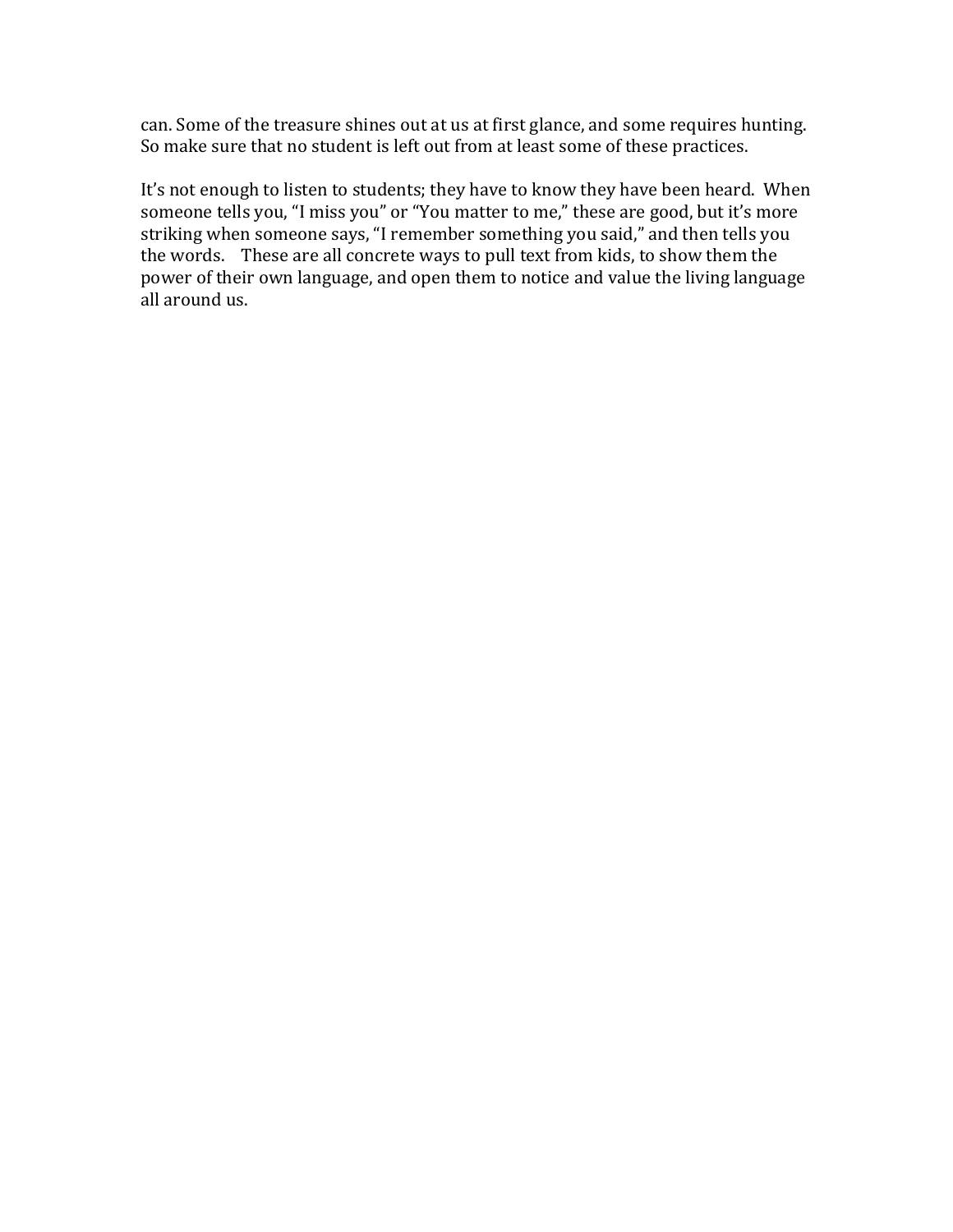can. Some of the treasure shines out at us at first glance, and some requires hunting. So make sure that no student is left out from at least some of these practices.

It's not enough to listen to students; they have to know they have been heard. When someone tells you, "I miss you" or "You matter to me," these are good, but it's more striking when someone says, "I remember something you said," and then tells you the words. These are all concrete ways to pull text from kids, to show them the power of their own language, and open them to notice and value the living language all around us.